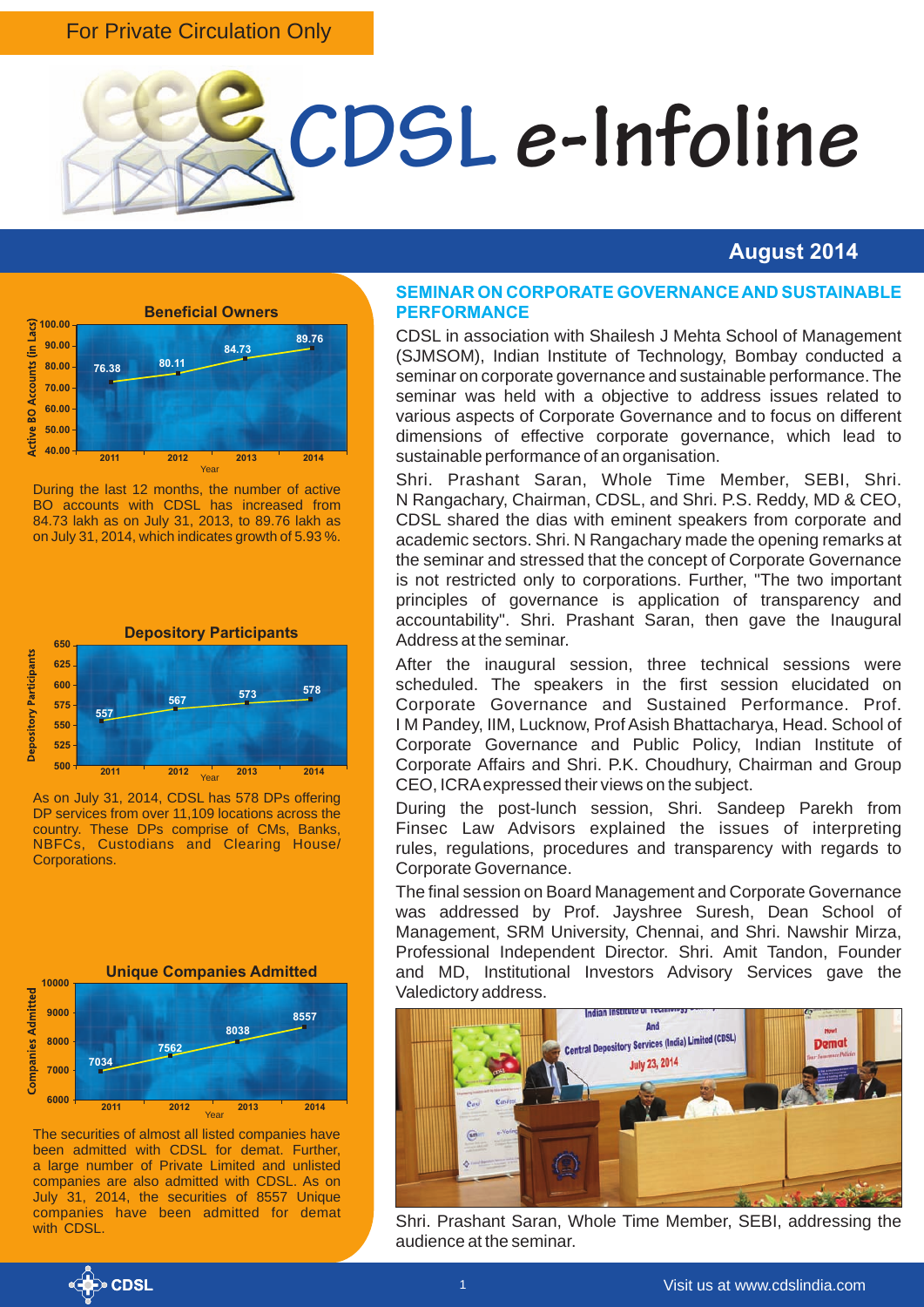For Private Circulation Only

# CDSL e-Infoline

## August 2014

### Beneficial Owners

| Year | Active BO Accounts (in Lacs) |
|---|---|
| 2011 | 76.38 |
| 2012 | 80.11 |
| 2013 | 84.73 |
| 2014 | 89.76 |

During the last 12 months, the number of active BO accounts with CDSL has increased from 84.73 lakh as on July 31, 2013, to 89.76 lakh as on July 31, 2014, which indicates growth of 5.93 %.

### Depository Participants

| Year | Depository Participants |
|---|---|
| 2011 | 557 |
| 2012 | 567 |
| 2013 | 573 |
| 2014 | 578 |

As on July 31, 2014, CDSL has 578 DPs offering DP services from over 11,109 locations across the country. These DPs comprise of CMs, Banks, NBFCs, Custodians and Clearing House/ Corporations.

### Unique Companies Admitted

| Year | Companies Admitted |
|---|---|
| 2011 | 7034 |
| 2012 | 7562 |
| 2013 | 8038 |
| 2014 | 8557 |

The securities of almost all listed companies have been admitted with CDSL for demat. Further, a large number of Private Limited and unlisted companies are also admitted with CDSL. As on July 31, 2014, the securities of 8557 Unique companies have been admitted for demat with CDSL.

## SEMINAR ON CORPORATE GOVERNANCE AND SUSTAINABLE PERFORMANCE

CDSL in association with Shailesh J Mehta School of Management (SJMSOM), Indian Institute of Technology, Bombay conducted a seminar on corporate governance and sustainable performance. The seminar was held with a objective to address issues related to various aspects of Corporate Governance and to focus on different dimensions of effective corporate governance, which lead to sustainable performance of an organisation.

Shri. Prashant Saran, Whole Time Member, SEBI, Shri. N Rangachary, Chairman, CDSL, and Shri. P.S. Reddy, MD & CEO, CDSL shared the dias with eminent speakers from corporate and academic sectors. Shri. N Rangachary made the opening remarks at the seminar and stressed that the concept of Corporate Governance is not restricted only to corporations. Further, "The two important principles of governance is application of transparency and accountability". Shri. Prashant Saran, then gave the Inaugural Address at the seminar.

After the inaugural session, three technical sessions were scheduled. The speakers in the first session elucidated on Corporate Governance and Sustained Performance. Prof. I M Pandey, IIM, Lucknow, Prof Asish Bhattacharya, Head. School of Corporate Governance and Public Policy, Indian Institute of Corporate Affairs and Shri. P.K. Choudhury, Chairman and Group CEO, ICRA expressed their views on the subject.

During the post-lunch session, Shri. Sandeep Parekh from Finsec Law Advisors explained the issues of interpreting rules, regulations, procedures and transparency with regards to Corporate Governance.

The final session on Board Management and Corporate Governance was addressed by Prof. Jayshree Suresh, Dean School of Management, SRM University, Chennai, and Shri. Nawshir Mirza, Professional Independent Director. Shri. Amit Tandon, Founder and MD, Institutional Investors Advisory Services gave the Valedictory address.

Shri. Prashant Saran, Whole Time Member, SEBI, addressing the audience at the seminar.

Visit us at www.cdslindia.com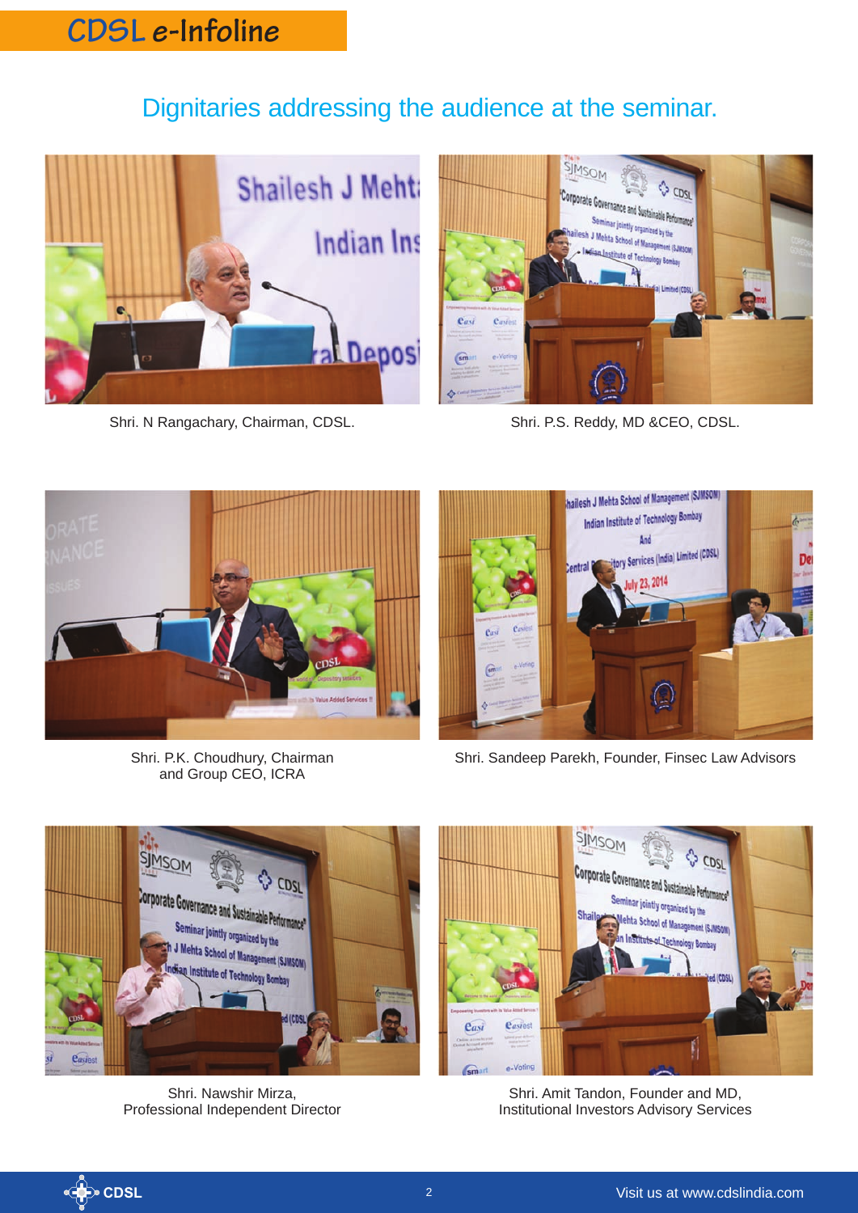## Dignitaries addressing the audience at the seminar.

Shri. N Rangachary, Chairman, CDSL.

Shri. P.S. Reddy, MD &CEO, CDSL.

Shri. P.K. Choudhury, Chairman and Group CEO, ICRA

Shri. Sandeep Parekh, Founder, Finsec Law Advisors

Shri. Nawshir Mirza, Professional Independent Director

Shri. Amit Tandon, Founder and MD, Institutional Investors Advisory Services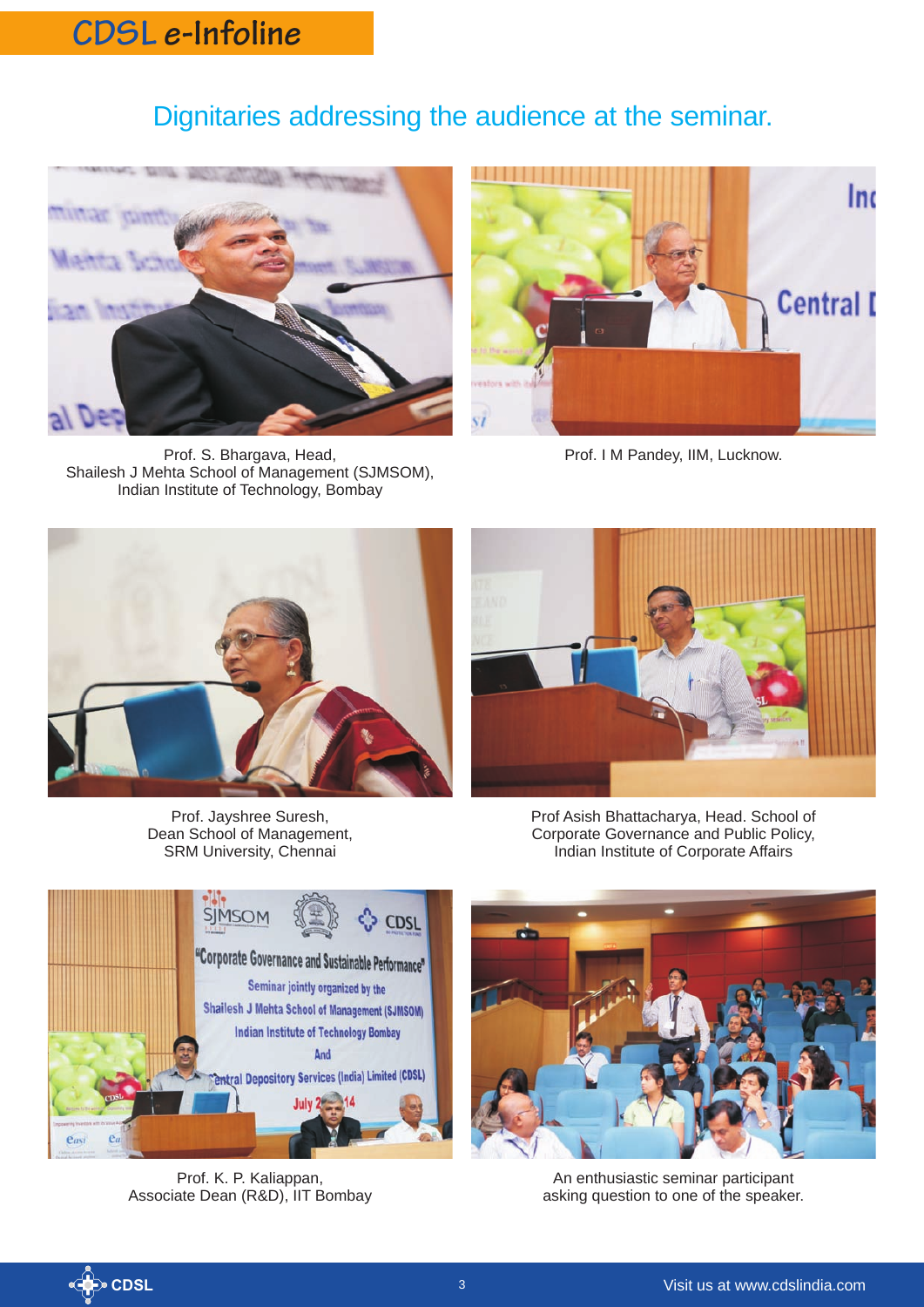# Dignitaries addressing the audience at the seminar.

Prof. S. Bhargava, Head,
Shailesh J Mehta School of Management (SJMSOM),
Indian Institute of Technology, Bombay

Prof. I M Pandey, IIM, Lucknow.

Prof. Jayshree Suresh,
Dean School of Management,
SRM University, Chennai

Prof Asish Bhattacharya, Head. School of
Corporate Governance and Public Policy,
Indian Institute of Corporate Affairs

Prof. K. P. Kaliappan,
Associate Dean (R&D), IIT Bombay

An enthusiastic seminar participant
asking question to one of the speaker.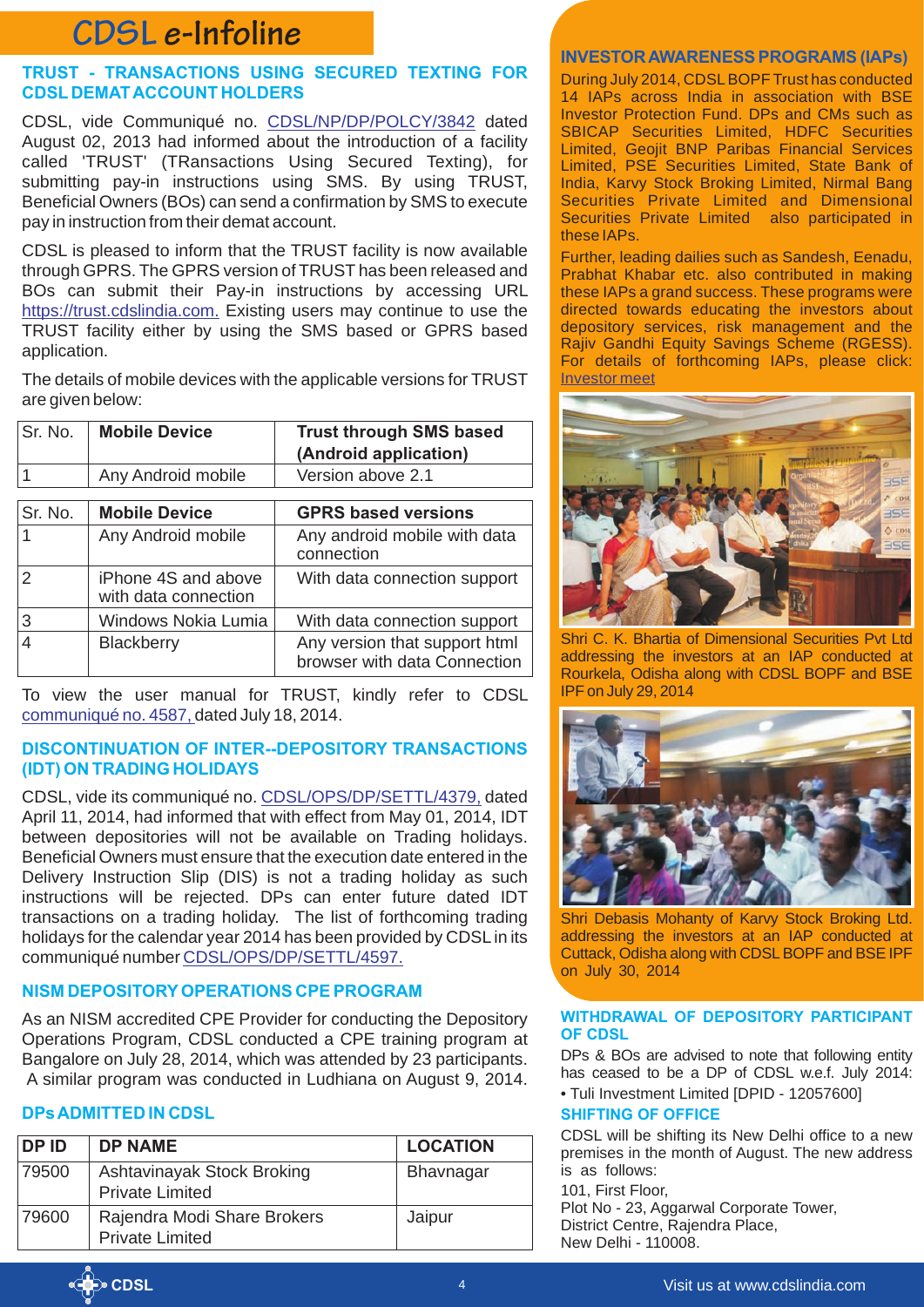# CDSL e-Infoline

## TRUST - TRANSACTIONS USING SECURED TEXTING FOR CDSL DEMAT ACCOUNT HOLDERS

CDSL, vide Communiqué no. CDSL/NP/DP/POLCY/3842 dated August 02, 2013 had informed about the introduction of a facility called 'TRUST' (TRansactions Using Secured Texting), for submitting pay-in instructions using SMS. By using TRUST, Beneficial Owners (BOs) can send a confirmation by SMS to execute pay in instruction from their demat account.

CDSL is pleased to inform that the TRUST facility is now available through GPRS. The GPRS version of TRUST has been released and BOs can submit their Pay-in instructions by accessing URL https://trust.cdslindia.com. Existing users may continue to use the TRUST facility either by using the SMS based or GPRS based application.

The details of mobile devices with the applicable versions for TRUST are given below:

| Sr. No. | Mobile Device | Trust through SMS based (Android application) |
|---|---|---|
| 1 | Any Android mobile | Version above 2.1 |

| Sr. No. | Mobile Device | GPRS based versions |
|---|---|---|
| 1 | Any Android mobile | Any android mobile with data connection |
| 2 | iPhone 4S and above with data connection | With data connection support |
| 3 | Windows Nokia Lumia | With data connection support |
| 4 | Blackberry | Any version that support html browser with data Connection |

To view the user manual for TRUST, kindly refer to CDSL communiqué no. 4587, dated July 18, 2014.

## DISCONTINUATION OF INTER--DEPOSITORY TRANSACTIONS (IDT) ON TRADING HOLIDAYS

CDSL, vide its communiqué no. CDSL/OPS/DP/SETTL/4379, dated April 11, 2014, had informed that with effect from May 01, 2014, IDT between depositories will not be available on Trading holidays. Beneficial Owners must ensure that the execution date entered in the Delivery Instruction Slip (DIS) is not a trading holiday as such instructions will be rejected. DPs can enter future dated IDT transactions on a trading holiday. The list of forthcoming trading holidays for the calendar year 2014 has been provided by CDSL in its communiqué number CDSL/OPS/DP/SETTL/4597.

## NISM DEPOSITORY OPERATIONS CPE PROGRAM

As an NISM accredited CPE Provider for conducting the Depository Operations Program, CDSL conducted a CPE training program at Bangalore on July 28, 2014, which was attended by 23 participants. A similar program was conducted in Ludhiana on August 9, 2014.

## DPs ADMITTED IN CDSL

| DP ID | DP NAME | LOCATION |
|---|---|---|
| 79500 | Ashtavinayak Stock Broking Private Limited | Bhavnagar |
| 79600 | Rajendra Modi Share Brokers Private Limited | Jaipur |

## INVESTOR AWARENESS PROGRAMS (IAPs)

During July 2014, CDSL BOPF Trust has conducted 14 IAPs across India in association with BSE Investor Protection Fund. DPs and CMs such as SBICAP Securities Limited, HDFC Securities Limited, Geojit BNP Paribas Financial Services Limited, PSE Securities Limited, State Bank of India, Karvy Stock Broking Limited, Nirmal Bang Securities Private Limited and Dimensional Securities Private Limited also participated in these IAPs.

Further, leading dailies such as Sandesh, Eenadu, Prabhat Khabar etc. also contributed in making these IAPs a grand success. These programs were directed towards educating the investors about depository services, risk management and the Rajiv Gandhi Equity Savings Scheme (RGESS). For details of forthcoming IAPs, please click: Investor meet

Shri C. K. Bhartia of Dimensional Securities Pvt Ltd addressing the investors at an IAP conducted at Rourkela, Odisha along with CDSL BOPF and BSE IPF on July 29, 2014

Shri Debasis Mohanty of Karvy Stock Broking Ltd. addressing the investors at an IAP conducted at Cuttack, Odisha along with CDSL BOPF and BSE IPF on July 30, 2014

## WITHDRAWAL OF DEPOSITORY PARTICIPANT OF CDSL

DPs & BOs are advised to note that following entity has ceased to be a DP of CDSL w.e.f. July 2014:

- Tuli Investment Limited [DPID - 12057600]

## SHIFTING OF OFFICE

CDSL will be shifting its New Delhi office to a new premises in the month of August. The new address is as follows:

101, First Floor,
Plot No - 23, Aggarwal Corporate Tower,
District Centre, Rajendra Place,
New Delhi - 110008.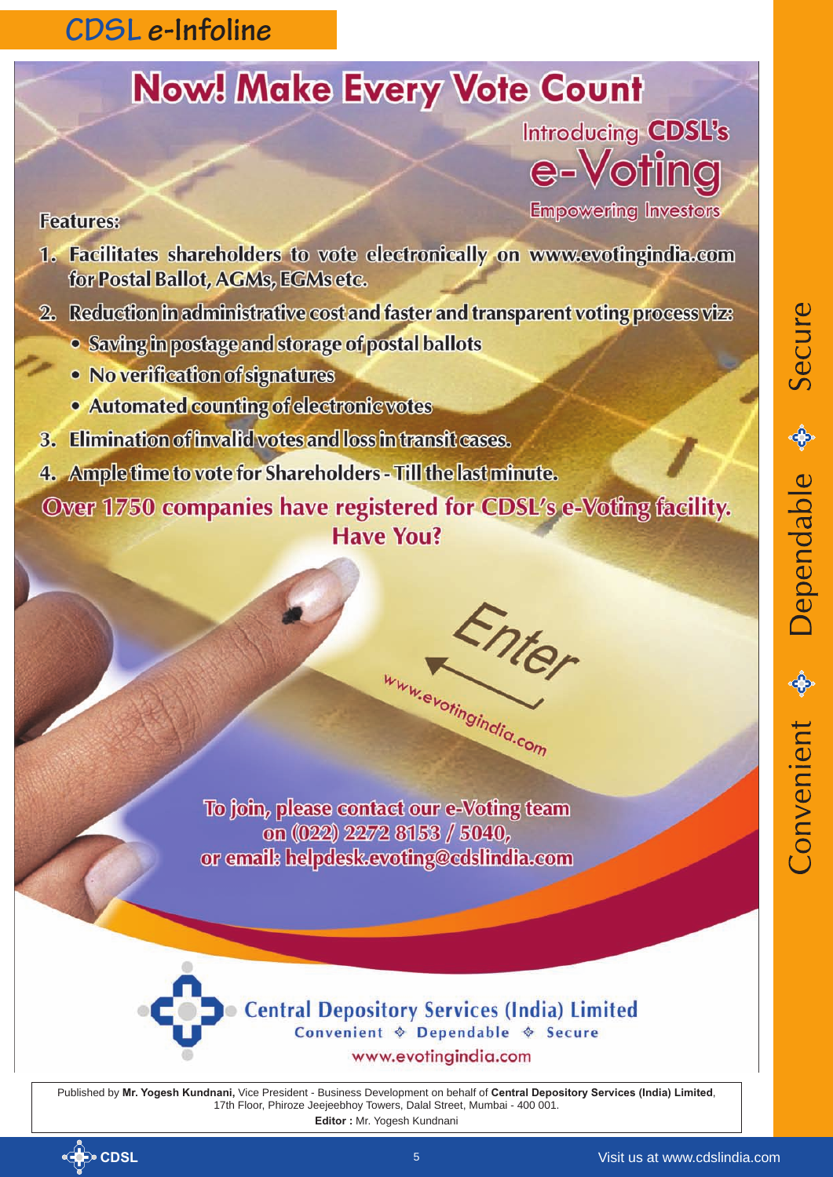# Now! Make Every Vote Count

Introducing **CDSL's**

## e-Voting

Empowering Investors

**Features:**

1. Facilitates shareholders to vote electronically on www.evotingindia.com for Postal Ballot, AGMs, EGMs etc.
2. Reduction in administrative cost and faster and transparent voting process viz:
   - Saving in postage and storage of postal ballots
   - No verification of signatures
   - Automated counting of electronic votes
3. Elimination of invalid votes and loss in transit cases.
4. Ample time to vote for Shareholders - Till the last minute.

**Over 1750 companies have registered for CDSL's e-Voting facility. Have You?**

Enter

www.evotingindia.com

To join, please contact our e-Voting team on (022) 2272 8153 / 5040, or email: helpdesk.evoting@cdslindia.com

**Central Depository Services (India) Limited**

Convenient ❖ Dependable ❖ Secure

www.evotingindia.com

Published by **Mr. Yogesh Kundnani,** Vice President - Business Development on behalf of **Central Depository Services (India) Limited**, 17th Floor, Phiroze Jeejeebhoy Towers, Dalal Street, Mumbai - 400 001.

**Editor :** Mr. Yogesh Kundnani